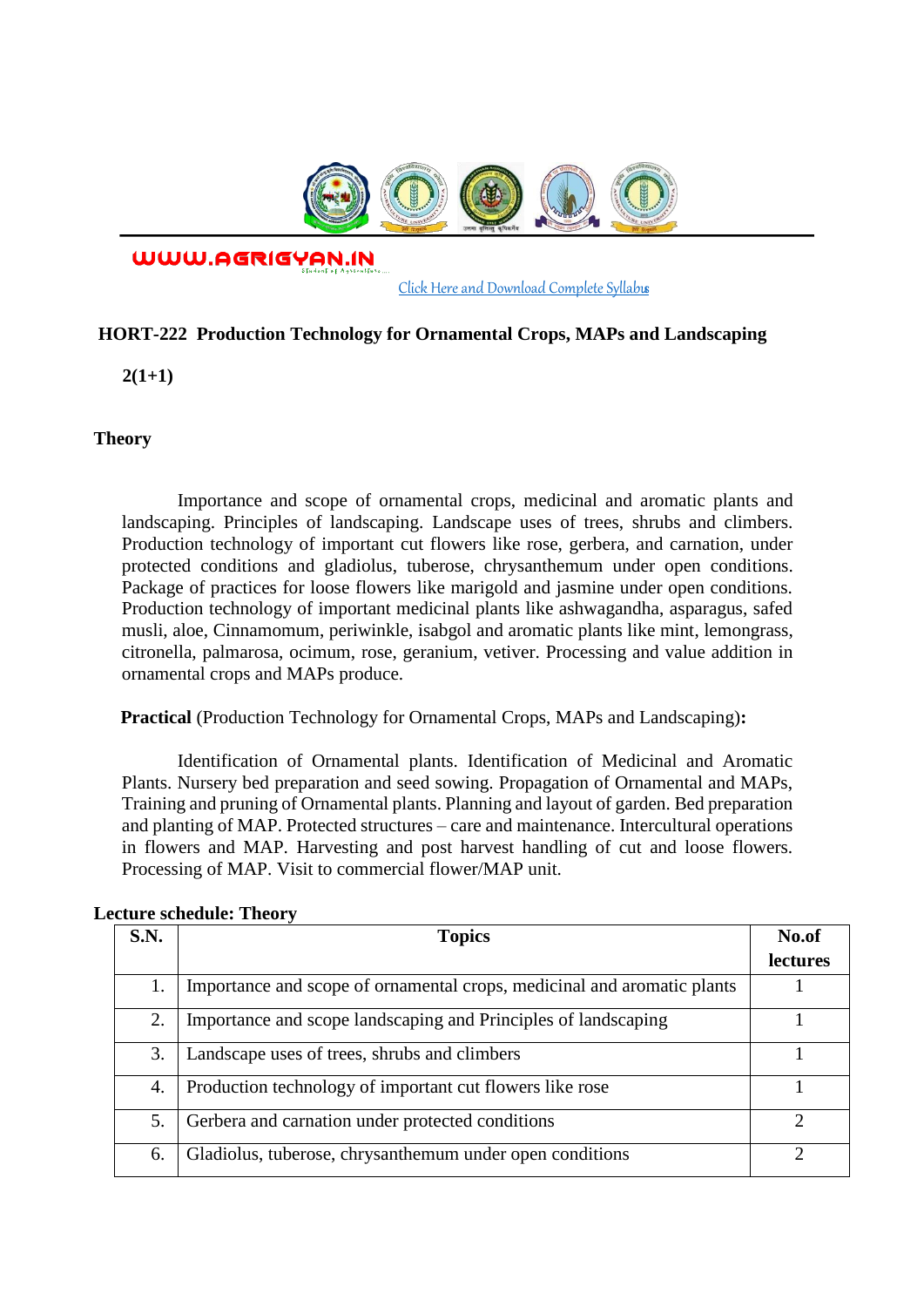WWW.AGRIGYAN.IN

Click Here and Download Complete Syllabus

## HORT-222 Production Technology for Ornamental Crops, MAPs and Landscaping

**2(1+1)**

### Theory

Importance and scope of ornamental crops, medicinal and aromatic plants and landscaping. Principles of landscaping. Landscape uses of trees, shrubs and climbers. Production technology of important cut flowers like rose, gerbera, and carnation, under protected conditions and gladiolus, tuberose, chrysanthemum under open conditions. Package of practices for loose flowers like marigold and jasmine under open conditions. Production technology of important medicinal plants like ashwagandha, asparagus, safed musli, aloe, Cinnamomum, periwinkle, isabgol and aromatic plants like mint, lemongrass, citronella, palmarosa, ocimum, rose, geranium, vetiver. Processing and value addition in ornamental crops and MAPs produce.

**Practical** (Production Technology for Ornamental Crops, MAPs and Landscaping)**:**

Identification of Ornamental plants. Identification of Medicinal and Aromatic Plants. Nursery bed preparation and seed sowing. Propagation of Ornamental and MAPs, Training and pruning of Ornamental plants. Planning and layout of garden. Bed preparation and planting of MAP. Protected structures – care and maintenance. Intercultural operations in flowers and MAP. Harvesting and post harvest handling of cut and loose flowers. Processing of MAP. Visit to commercial flower/MAP unit.

**Lecture schedule: Theory**

| S.N. | Topics | No.of lectures |
|---|---|---|
| 1. | Importance and scope of ornamental crops, medicinal and aromatic plants | 1 |
| 2. | Importance and scope landscaping and Principles of landscaping | 1 |
| 3. | Landscape uses of trees, shrubs and climbers | 1 |
| 4. | Production technology of important cut flowers like rose | 1 |
| 5. | Gerbera and carnation under protected conditions | 2 |
| 6. | Gladiolus, tuberose, chrysanthemum under open conditions | 2 |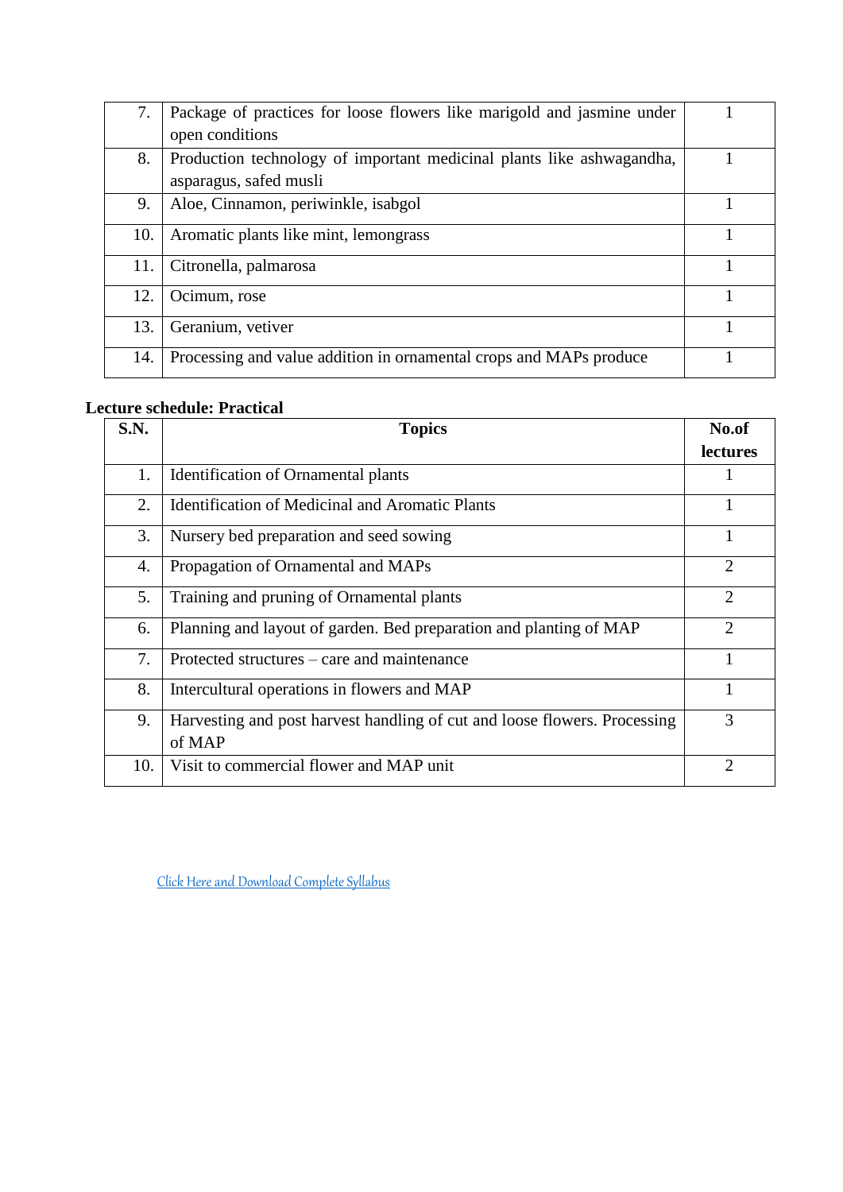| | | |
|---|---|---|
| 7. | Package of practices for loose flowers like marigold and jasmine under open conditions | 1 |
| 8. | Production technology of important medicinal plants like ashwagandha, asparagus, safed musli | 1 |
| 9. | Aloe, Cinnamon, periwinkle, isabgol | 1 |
| 10. | Aromatic plants like mint, lemongrass | 1 |
| 11. | Citronella, palmarosa | 1 |
| 12. | Ocimum, rose | 1 |
| 13. | Geranium, vetiver | 1 |
| 14. | Processing and value addition in ornamental crops and MAPs produce | 1 |

**Lecture schedule: Practical**

| S.N. | Topics | No.of lectures |
|---|---|---|
| 1. | Identification of Ornamental plants | 1 |
| 2. | Identification of Medicinal and Aromatic Plants | 1 |
| 3. | Nursery bed preparation and seed sowing | 1 |
| 4. | Propagation of Ornamental and MAPs | 2 |
| 5. | Training and pruning of Ornamental plants | 2 |
| 6. | Planning and layout of garden. Bed preparation and planting of MAP | 2 |
| 7. | Protected structures – care and maintenance | 1 |
| 8. | Intercultural operations in flowers and MAP | 1 |
| 9. | Harvesting and post harvest handling of cut and loose flowers. Processing of MAP | 3 |
| 10. | Visit to commercial flower and MAP unit | 2 |

Click Here and Download Complete Syllabus